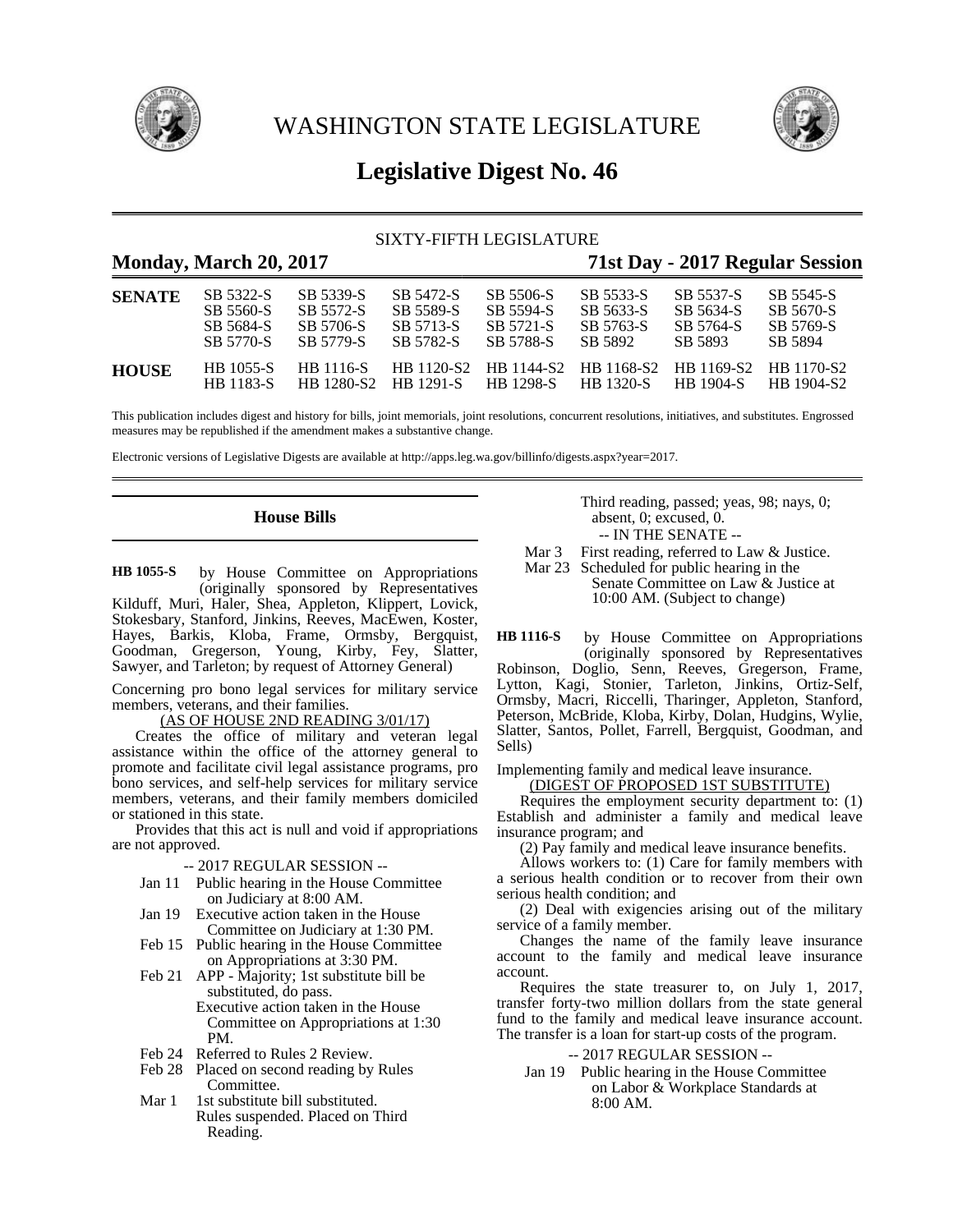# WASHINGTON STATE LEGISLATURE

## Legislative Digest No. 46

SIXTY-FIFTH LEGISLATURE

**Monday, March 20, 2017** **71st Day - 2017 Regular Session**

| | | | | | | | |
|---|---|---|---|---|---|---|---|
| **SENATE** | SB 5322-S | SB 5339-S | SB 5472-S | SB 5506-S | SB 5533-S | SB 5537-S | SB 5545-S |
| | SB 5560-S | SB 5572-S | SB 5589-S | SB 5594-S | SB 5633-S | SB 5634-S | SB 5670-S |
| | SB 5684-S | SB 5706-S | SB 5713-S | SB 5721-S | SB 5763-S | SB 5764-S | SB 5769-S |
| | SB 5770-S | SB 5779-S | SB 5782-S | SB 5788-S | SB 5892 | SB 5893 | SB 5894 |
| **HOUSE** | HB 1055-S | HB 1116-S | HB 1120-S2 | HB 1144-S2 | HB 1168-S2 | HB 1169-S2 | HB 1170-S2 |
| | HB 1183-S | HB 1280-S2 | HB 1291-S | HB 1298-S | HB 1320-S | HB 1904-S | HB 1904-S2 |

This publication includes digest and history for bills, joint memorials, joint resolutions, concurrent resolutions, initiatives, and substitutes. Engrossed measures may be republished if the amendment makes a substantive change.

Electronic versions of Legislative Digests are available at http://apps.leg.wa.gov/billinfo/digests.aspx?year=2017.

### House Bills

**HB 1055-S** by House Committee on Appropriations (originally sponsored by Representatives Kilduff, Muri, Haler, Shea, Appleton, Klippert, Lovick, Stokesbary, Stanford, Jinkins, Reeves, MacEwen, Koster, Hayes, Barkis, Kloba, Frame, Ormsby, Bergquist, Goodman, Gregerson, Young, Kirby, Fey, Slatter, Sawyer, and Tarleton; by request of Attorney General)

Concerning pro bono legal services for military service members, veterans, and their families.

(AS OF HOUSE 2ND READING 3/01/17)

Creates the office of military and veteran legal assistance within the office of the attorney general to promote and facilitate civil legal assistance programs, pro bono services, and self-help services for military service members, veterans, and their family members domiciled or stationed in this state.

Provides that this act is null and void if appropriations are not approved.

-- 2017 REGULAR SESSION --

Jan 11 Public hearing in the House Committee on Judiciary at 8:00 AM.

Jan 19 Executive action taken in the House Committee on Judiciary at 1:30 PM.

Feb 15 Public hearing in the House Committee on Appropriations at 3:30 PM.

Feb 21 APP - Majority; 1st substitute bill be substituted, do pass.
Executive action taken in the House Committee on Appropriations at 1:30 PM.

Feb 24 Referred to Rules 2 Review.

Feb 28 Placed on second reading by Rules Committee.

Mar 1 1st substitute bill substituted.
Rules suspended. Placed on Third Reading.
Third reading, passed; yeas, 98; nays, 0; absent, 0; excused, 0.

-- IN THE SENATE --

Mar 3 First reading, referred to Law & Justice.

Mar 23 Scheduled for public hearing in the Senate Committee on Law & Justice at 10:00 AM. (Subject to change)

**HB 1116-S** by House Committee on Appropriations (originally sponsored by Representatives Robinson, Doglio, Senn, Reeves, Gregerson, Frame, Lytton, Kagi, Stonier, Tarleton, Jinkins, Ortiz-Self, Ormsby, Macri, Riccelli, Tharinger, Appleton, Stanford, Peterson, McBride, Kloba, Kirby, Dolan, Hudgins, Wylie, Slatter, Santos, Pollet, Farrell, Bergquist, Goodman, and Sells)

Implementing family and medical leave insurance.

(DIGEST OF PROPOSED 1ST SUBSTITUTE)

Requires the employment security department to: (1) Establish and administer a family and medical leave insurance program; and

(2) Pay family and medical leave insurance benefits.

Allows workers to: (1) Care for family members with a serious health condition or to recover from their own serious health condition; and

(2) Deal with exigencies arising out of the military service of a family member.

Changes the name of the family leave insurance account to the family and medical leave insurance account.

Requires the state treasurer to, on July 1, 2017, transfer forty-two million dollars from the state general fund to the family and medical leave insurance account. The transfer is a loan for start-up costs of the program.

-- 2017 REGULAR SESSION --

Jan 19 Public hearing in the House Committee on Labor & Workplace Standards at 8:00 AM.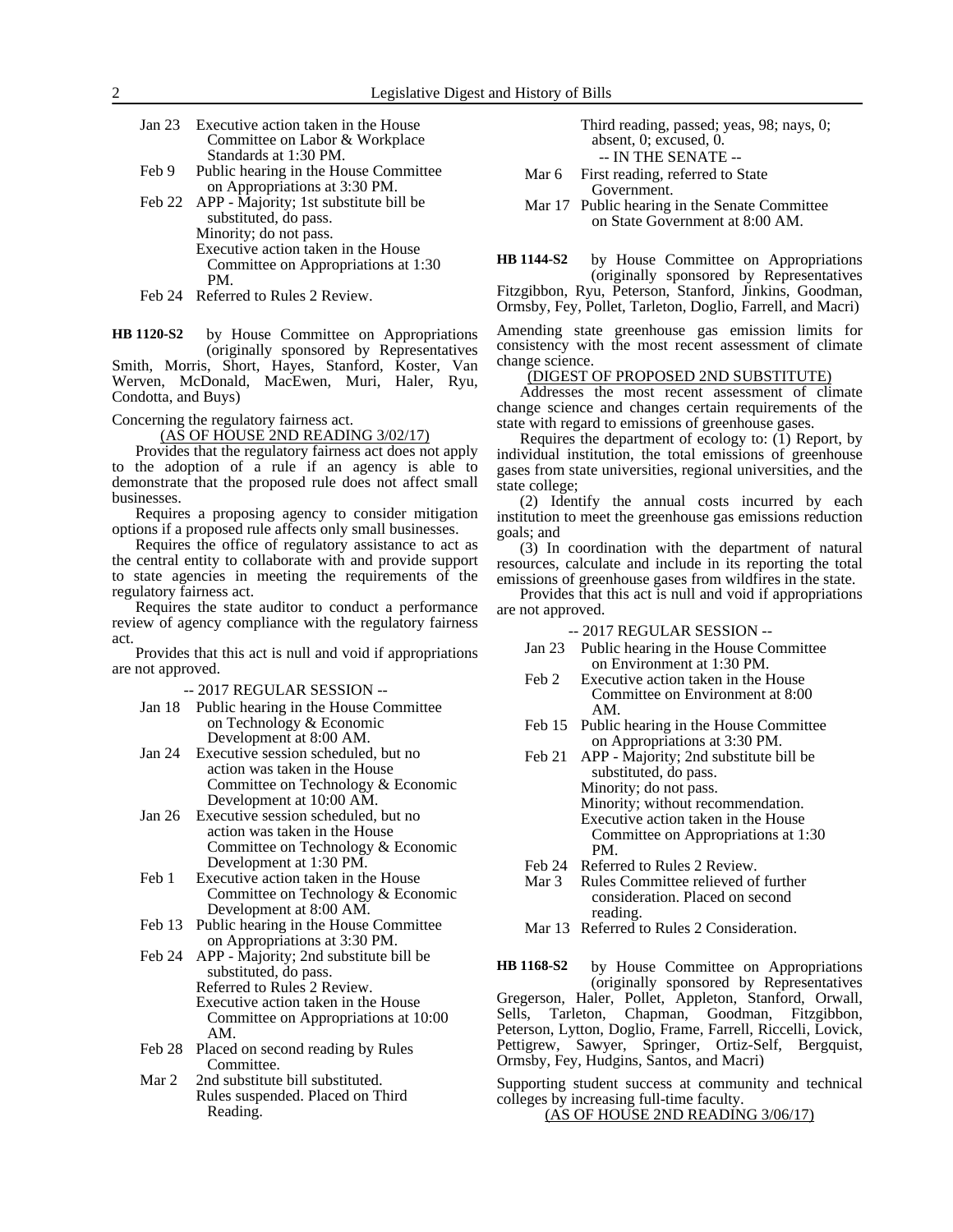Jan 23 Executive action taken in the House Committee on Labor & Workplace Standards at 1:30 PM.

Feb 9 Public hearing in the House Committee on Appropriations at 3:30 PM.

Feb 22 APP - Majority; 1st substitute bill be substituted, do pass.
Minority; do not pass.
Executive action taken in the House Committee on Appropriations at 1:30 PM.

Feb 24 Referred to Rules 2 Review.

**HB 1120-S2** by House Committee on Appropriations (originally sponsored by Representatives Smith, Morris, Short, Hayes, Stanford, Koster, Van Werven, McDonald, MacEwen, Muri, Haler, Ryu, Condotta, and Buys)

Concerning the regulatory fairness act.

(AS OF HOUSE 2ND READING 3/02/17)

Provides that the regulatory fairness act does not apply to the adoption of a rule if an agency is able to demonstrate that the proposed rule does not affect small businesses.

Requires a proposing agency to consider mitigation options if a proposed rule affects only small businesses.

Requires the office of regulatory assistance to act as the central entity to collaborate with and provide support to state agencies in meeting the requirements of the regulatory fairness act.

Requires the state auditor to conduct a performance review of agency compliance with the regulatory fairness act.

Provides that this act is null and void if appropriations are not approved.

-- 2017 REGULAR SESSION --

Jan 18 Public hearing in the House Committee on Technology & Economic Development at 8:00 AM.

Jan 24 Executive session scheduled, but no action was taken in the House Committee on Technology & Economic Development at 10:00 AM.

Jan 26 Executive session scheduled, but no action was taken in the House Committee on Technology & Economic Development at 1:30 PM.

Feb 1 Executive action taken in the House Committee on Technology & Economic Development at 8:00 AM.

Feb 13 Public hearing in the House Committee on Appropriations at 3:30 PM.

Feb 24 APP - Majority; 2nd substitute bill be substituted, do pass.
Referred to Rules 2 Review.
Executive action taken in the House Committee on Appropriations at 10:00 AM.

Feb 28 Placed on second reading by Rules Committee.

Mar 2 2nd substitute bill substituted.
Rules suspended. Placed on Third Reading.
Third reading, passed; yeas, 98; nays, 0; absent, 0; excused, 0.

-- IN THE SENATE --

Mar 6 First reading, referred to State Government.

Mar 17 Public hearing in the Senate Committee on State Government at 8:00 AM.

**HB 1144-S2** by House Committee on Appropriations (originally sponsored by Representatives Fitzgibbon, Ryu, Peterson, Stanford, Jinkins, Goodman, Ormsby, Fey, Pollet, Tarleton, Doglio, Farrell, and Macri)

Amending state greenhouse gas emission limits for consistency with the most recent assessment of climate change science.

(DIGEST OF PROPOSED 2ND SUBSTITUTE)

Addresses the most recent assessment of climate change science and changes certain requirements of the state with regard to emissions of greenhouse gases.

Requires the department of ecology to: (1) Report, by individual institution, the total emissions of greenhouse gases from state universities, regional universities, and the state college;

(2) Identify the annual costs incurred by each institution to meet the greenhouse gas emissions reduction goals; and

(3) In coordination with the department of natural resources, calculate and include in its reporting the total emissions of greenhouse gases from wildfires in the state.

Provides that this act is null and void if appropriations are not approved.

-- 2017 REGULAR SESSION --

Jan 23 Public hearing in the House Committee on Environment at 1:30 PM.

Feb 2 Executive action taken in the House Committee on Environment at 8:00 AM.

Feb 15 Public hearing in the House Committee on Appropriations at 3:30 PM.

Feb 21 APP - Majority; 2nd substitute bill be substituted, do pass.
Minority; do not pass.
Minority; without recommendation.
Executive action taken in the House Committee on Appropriations at 1:30 PM.

Feb 24 Referred to Rules 2 Review.

Mar 3 Rules Committee relieved of further consideration. Placed on second reading.

Mar 13 Referred to Rules 2 Consideration.

**HB 1168-S2** by House Committee on Appropriations (originally sponsored by Representatives Gregerson, Haler, Pollet, Appleton, Stanford, Orwall, Sells, Tarleton, Chapman, Goodman, Fitzgibbon, Peterson, Lytton, Doglio, Frame, Farrell, Riccelli, Lovick, Pettigrew, Sawyer, Springer, Ortiz-Self, Bergquist, Ormsby, Fey, Hudgins, Santos, and Macri)

Supporting student success at community and technical colleges by increasing full-time faculty.

(AS OF HOUSE 2ND READING 3/06/17)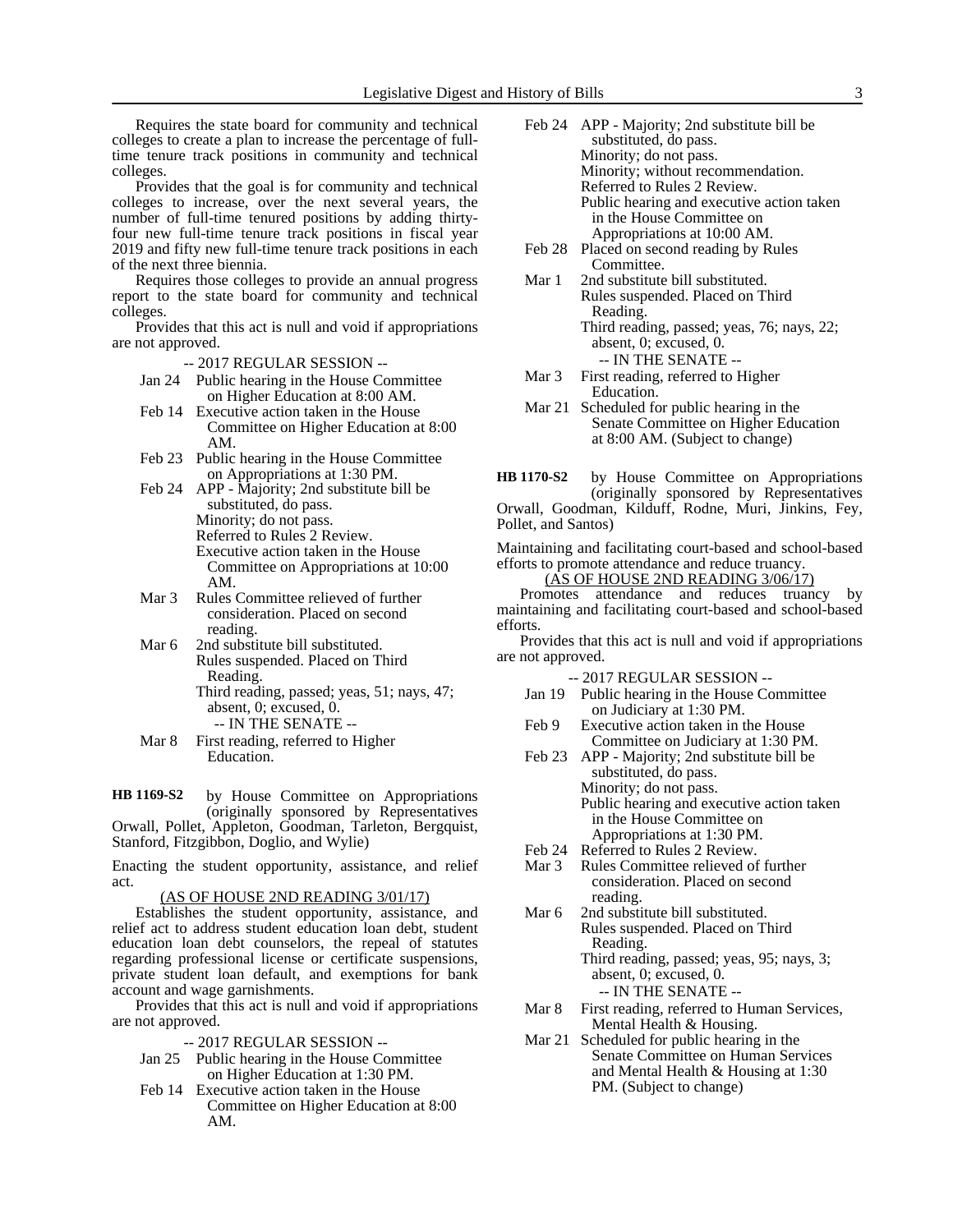Requires the state board for community and technical colleges to create a plan to increase the percentage of full-time tenure track positions in community and technical colleges.

Provides that the goal is for community and technical colleges to increase, over the next several years, the number of full-time tenured positions by adding thirty-four new full-time tenure track positions in fiscal year 2019 and fifty new full-time tenure track positions in each of the next three biennia.

Requires those colleges to provide an annual progress report to the state board for community and technical colleges.

Provides that this act is null and void if appropriations are not approved.

-- 2017 REGULAR SESSION --

- Jan 24 Public hearing in the House Committee on Higher Education at 8:00 AM.
- Feb 14 Executive action taken in the House Committee on Higher Education at 8:00 AM.
- Feb 23 Public hearing in the House Committee on Appropriations at 1:30 PM.
- Feb 24 APP - Majority; 2nd substitute bill be substituted, do pass.
  Minority; do not pass.
  Referred to Rules 2 Review.
  Executive action taken in the House Committee on Appropriations at 10:00 AM.
- Mar 3 Rules Committee relieved of further consideration. Placed on second reading.
- Mar 6 2nd substitute bill substituted.
  Rules suspended. Placed on Third Reading.
  Third reading, passed; yeas, 51; nays, 47; absent, 0; excused, 0.

-- IN THE SENATE --

- Mar 8 First reading, referred to Higher Education.

**HB 1169-S2** by House Committee on Appropriations (originally sponsored by Representatives Orwall, Pollet, Appleton, Goodman, Tarleton, Bergquist, Stanford, Fitzgibbon, Doglio, and Wylie)

Enacting the student opportunity, assistance, and relief act.

(AS OF HOUSE 2ND READING 3/01/17)

Establishes the student opportunity, assistance, and relief act to address student education loan debt, student education loan debt counselors, the repeal of statutes regarding professional license or certificate suspensions, private student loan default, and exemptions for bank account and wage garnishments.

Provides that this act is null and void if appropriations are not approved.

-- 2017 REGULAR SESSION --

- Jan 25 Public hearing in the House Committee on Higher Education at 1:30 PM.
- Feb 14 Executive action taken in the House Committee on Higher Education at 8:00 AM.
- Feb 24 APP - Majority; 2nd substitute bill be substituted, do pass.
  Minority; do not pass.
  Minority; without recommendation.
  Referred to Rules 2 Review.
  Public hearing and executive action taken in the House Committee on Appropriations at 10:00 AM.
- Feb 28 Placed on second reading by Rules Committee.
- Mar 1 2nd substitute bill substituted.
  Rules suspended. Placed on Third Reading.
  Third reading, passed; yeas, 76; nays, 22; absent, 0; excused, 0.

-- IN THE SENATE --

- Mar 3 First reading, referred to Higher Education.
- Mar 21 Scheduled for public hearing in the Senate Committee on Higher Education at 8:00 AM. (Subject to change)

**HB 1170-S2** by House Committee on Appropriations (originally sponsored by Representatives Orwall, Goodman, Kilduff, Rodne, Muri, Jinkins, Fey, Pollet, and Santos)

Maintaining and facilitating court-based and school-based efforts to promote attendance and reduce truancy.

(AS OF HOUSE 2ND READING 3/06/17)

Promotes attendance and reduces truancy by maintaining and facilitating court-based and school-based efforts.

Provides that this act is null and void if appropriations are not approved.

-- 2017 REGULAR SESSION --

- Jan 19 Public hearing in the House Committee on Judiciary at 1:30 PM.
- Feb 9 Executive action taken in the House Committee on Judiciary at 1:30 PM.
- Feb 23 APP - Majority; 2nd substitute bill be substituted, do pass.
  Minority; do not pass.
  Public hearing and executive action taken in the House Committee on Appropriations at 1:30 PM.
- Feb 24 Referred to Rules 2 Review.
- Mar 3 Rules Committee relieved of further consideration. Placed on second reading.
- Mar 6 2nd substitute bill substituted.
  Rules suspended. Placed on Third Reading.
  Third reading, passed; yeas, 95; nays, 3; absent, 0; excused, 0.

-- IN THE SENATE --

- Mar 8 First reading, referred to Human Services, Mental Health & Housing.
- Mar 21 Scheduled for public hearing in the Senate Committee on Human Services and Mental Health & Housing at 1:30 PM. (Subject to change)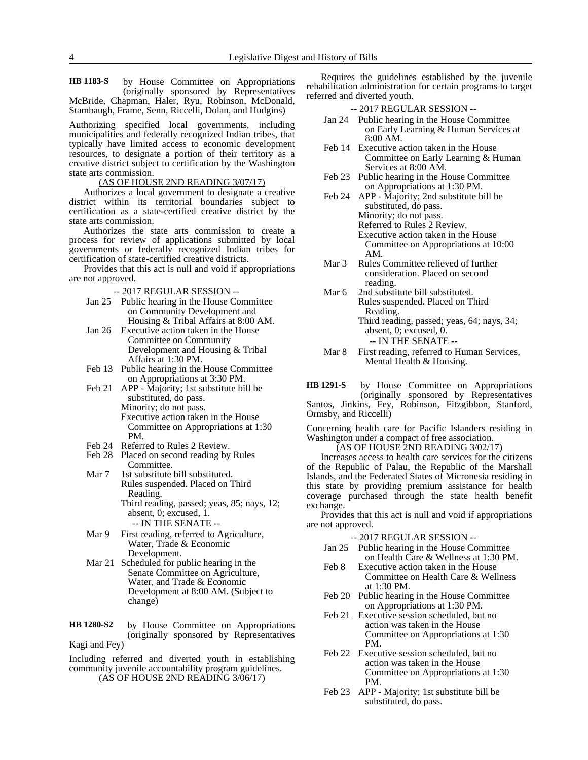**HB 1183-S** by House Committee on Appropriations (originally sponsored by Representatives McBride, Chapman, Haler, Ryu, Robinson, McDonald, Stambaugh, Frame, Senn, Riccelli, Dolan, and Hudgins)

Authorizing specified local governments, including municipalities and federally recognized Indian tribes, that typically have limited access to economic development resources, to designate a portion of their territory as a creative district subject to certification by the Washington state arts commission.

(AS OF HOUSE 2ND READING 3/07/17)

Authorizes a local government to designate a creative district within its territorial boundaries subject to certification as a state-certified creative district by the state arts commission.

Authorizes the state arts commission to create a process for review of applications submitted by local governments or federally recognized Indian tribes for certification of state-certified creative districts.

Provides that this act is null and void if appropriations are not approved.

-- 2017 REGULAR SESSION --

Jan 25 Public hearing in the House Committee on Community Development and Housing & Tribal Affairs at 8:00 AM.

Jan 26 Executive action taken in the House Committee on Community Development and Housing & Tribal Affairs at 1:30 PM.

Feb 13 Public hearing in the House Committee on Appropriations at 3:30 PM.

Feb 21 APP - Majority; 1st substitute bill be substituted, do pass.
Minority; do not pass.
Executive action taken in the House Committee on Appropriations at 1:30 PM.

Feb 24 Referred to Rules 2 Review.

Feb 28 Placed on second reading by Rules Committee.

Mar 7 1st substitute bill substituted.
Rules suspended. Placed on Third Reading.
Third reading, passed; yeas, 85; nays, 12; absent, 0; excused, 1.

-- IN THE SENATE --

Mar 9 First reading, referred to Agriculture, Water, Trade & Economic Development.

Mar 21 Scheduled for public hearing in the Senate Committee on Agriculture, Water, and Trade & Economic Development at 8:00 AM. (Subject to change)

**HB 1280-S2** by House Committee on Appropriations (originally sponsored by Representatives Kagi and Fey)

Including referred and diverted youth in establishing community juvenile accountability program guidelines.

(AS OF HOUSE 2ND READING 3/06/17)

Requires the guidelines established by the juvenile rehabilitation administration for certain programs to target referred and diverted youth.

-- 2017 REGULAR SESSION --

Jan 24 Public hearing in the House Committee on Early Learning & Human Services at 8:00 AM.

Feb 14 Executive action taken in the House Committee on Early Learning & Human Services at 8:00 AM.

Feb 23 Public hearing in the House Committee on Appropriations at 1:30 PM.

Feb 24 APP - Majority; 2nd substitute bill be substituted, do pass.
Minority; do not pass.
Referred to Rules 2 Review.
Executive action taken in the House Committee on Appropriations at 10:00 AM.

Mar 3 Rules Committee relieved of further consideration. Placed on second reading.

Mar 6 2nd substitute bill substituted.
Rules suspended. Placed on Third Reading.
Third reading, passed; yeas, 64; nays, 34; absent, 0; excused, 0.

-- IN THE SENATE --

Mar 8 First reading, referred to Human Services, Mental Health & Housing.

**HB 1291-S** by House Committee on Appropriations (originally sponsored by Representatives Santos, Jinkins, Fey, Robinson, Fitzgibbon, Stanford, Ormsby, and Riccelli)

Concerning health care for Pacific Islanders residing in Washington under a compact of free association.

(AS OF HOUSE 2ND READING 3/02/17)

Increases access to health care services for the citizens of the Republic of Palau, the Republic of the Marshall Islands, and the Federated States of Micronesia residing in this state by providing premium assistance for health coverage purchased through the state health benefit exchange.

Provides that this act is null and void if appropriations are not approved.

-- 2017 REGULAR SESSION --

Jan 25 Public hearing in the House Committee on Health Care & Wellness at 1:30 PM.

Feb 8 Executive action taken in the House Committee on Health Care & Wellness at 1:30 PM.

Feb 20 Public hearing in the House Committee on Appropriations at 1:30 PM.

Feb 21 Executive session scheduled, but no action was taken in the House Committee on Appropriations at 1:30 PM.

Feb 22 Executive session scheduled, but no action was taken in the House Committee on Appropriations at 1:30 PM.

Feb 23 APP - Majority; 1st substitute bill be substituted, do pass.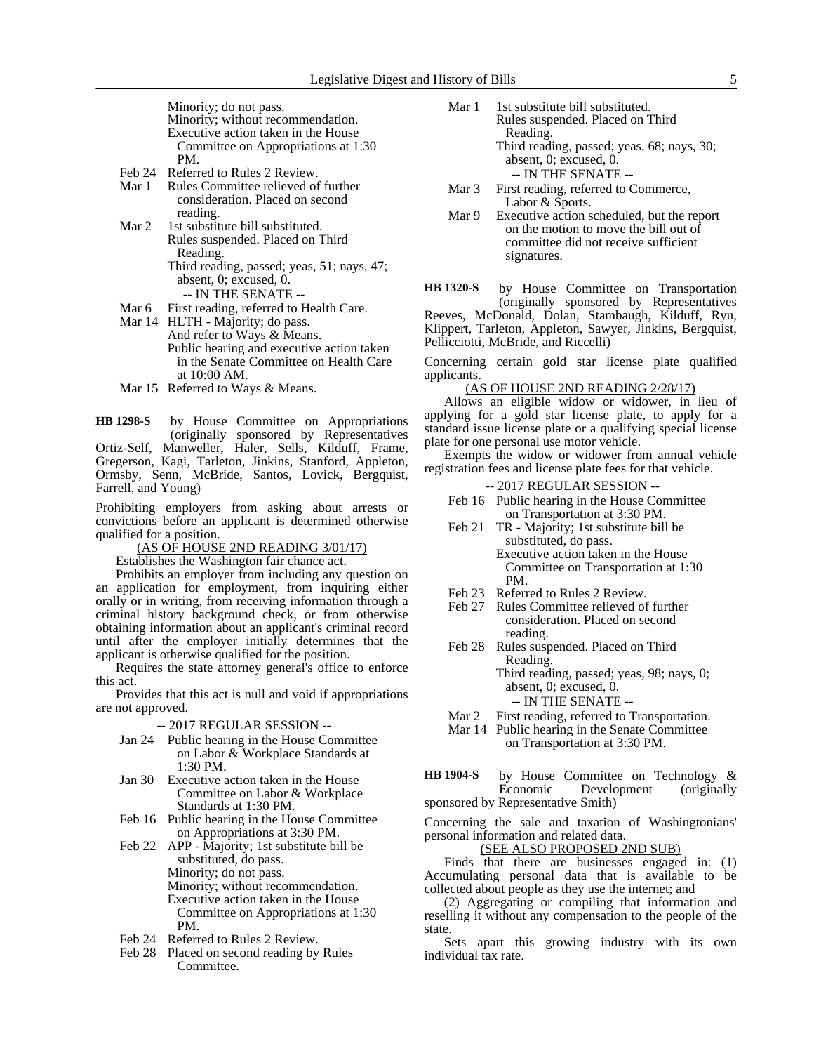Minority; do not pass.
Minority; without recommendation.
Executive action taken in the House Committee on Appropriations at 1:30 PM.

- Feb 24 Referred to Rules 2 Review.
- Mar 1 Rules Committee relieved of further consideration. Placed on second reading.
- Mar 2 1st substitute bill substituted.
  Rules suspended. Placed on Third Reading.
  Third reading, passed; yeas, 51; nays, 47; absent, 0; excused, 0.

-- IN THE SENATE --

- Mar 6 First reading, referred to Health Care.
- Mar 14 HLTH - Majority; do pass.
  And refer to Ways & Means.
  Public hearing and executive action taken in the Senate Committee on Health Care at 10:00 AM.
- Mar 15 Referred to Ways & Means.

**HB 1298-S** by House Committee on Appropriations (originally sponsored by Representatives Ortiz-Self, Manweller, Haler, Sells, Kilduff, Frame, Gregerson, Kagi, Tarleton, Jinkins, Stanford, Appleton, Ormsby, Senn, McBride, Santos, Lovick, Bergquist, Farrell, and Young)

Prohibiting employers from asking about arrests or convictions before an applicant is determined otherwise qualified for a position.

(AS OF HOUSE 2ND READING 3/01/17)

Establishes the Washington fair chance act.

Prohibits an employer from including any question on an application for employment, from inquiring either orally or in writing, from receiving information through a criminal history background check, or from otherwise obtaining information about an applicant's criminal record until after the employer initially determines that the applicant is otherwise qualified for the position.

Requires the state attorney general's office to enforce this act.

Provides that this act is null and void if appropriations are not approved.

-- 2017 REGULAR SESSION --

- Jan 24 Public hearing in the House Committee on Labor & Workplace Standards at 1:30 PM.
- Jan 30 Executive action taken in the House Committee on Labor & Workplace Standards at 1:30 PM.
- Feb 16 Public hearing in the House Committee on Appropriations at 3:30 PM.
- Feb 22 APP - Majority; 1st substitute bill be substituted, do pass.
  Minority; do not pass.
  Minority; without recommendation.
  Executive action taken in the House Committee on Appropriations at 1:30 PM.
- Feb 24 Referred to Rules 2 Review.
- Feb 28 Placed on second reading by Rules Committee.
- Mar 1 1st substitute bill substituted.
  Rules suspended. Placed on Third Reading.
  Third reading, passed; yeas, 68; nays, 30; absent, 0; excused, 0.

-- IN THE SENATE --

- Mar 3 First reading, referred to Commerce, Labor & Sports.
- Mar 9 Executive action scheduled, but the report on the motion to move the bill out of committee did not receive sufficient signatures.

**HB 1320-S** by House Committee on Transportation (originally sponsored by Representatives Reeves, McDonald, Dolan, Stambaugh, Kilduff, Ryu, Klippert, Tarleton, Appleton, Sawyer, Jinkins, Bergquist, Pellicciotti, McBride, and Riccelli)

Concerning certain gold star license plate qualified applicants.

(AS OF HOUSE 2ND READING 2/28/17)

Allows an eligible widow or widower, in lieu of applying for a gold star license plate, to apply for a standard issue license plate or a qualifying special license plate for one personal use motor vehicle.

Exempts the widow or widower from annual vehicle registration fees and license plate fees for that vehicle.

-- 2017 REGULAR SESSION --

- Feb 16 Public hearing in the House Committee on Transportation at 3:30 PM.
- Feb 21 TR - Majority; 1st substitute bill be substituted, do pass.
  Executive action taken in the House Committee on Transportation at 1:30 PM.
- Feb 23 Referred to Rules 2 Review.
- Feb 27 Rules Committee relieved of further consideration. Placed on second reading.
- Feb 28 Rules suspended. Placed on Third Reading.
  Third reading, passed; yeas, 98; nays, 0; absent, 0; excused, 0.

-- IN THE SENATE --

- Mar 2 First reading, referred to Transportation.
- Mar 14 Public hearing in the Senate Committee on Transportation at 3:30 PM.

**HB 1904-S** by House Committee on Technology & Economic Development (originally sponsored by Representative Smith)

Concerning the sale and taxation of Washingtonians' personal information and related data.

(SEE ALSO PROPOSED 2ND SUB)

Finds that there are businesses engaged in: (1) Accumulating personal data that is available to be collected about people as they use the internet; and

(2) Aggregating or compiling that information and reselling it without any compensation to the people of the state.

Sets apart this growing industry with its own individual tax rate.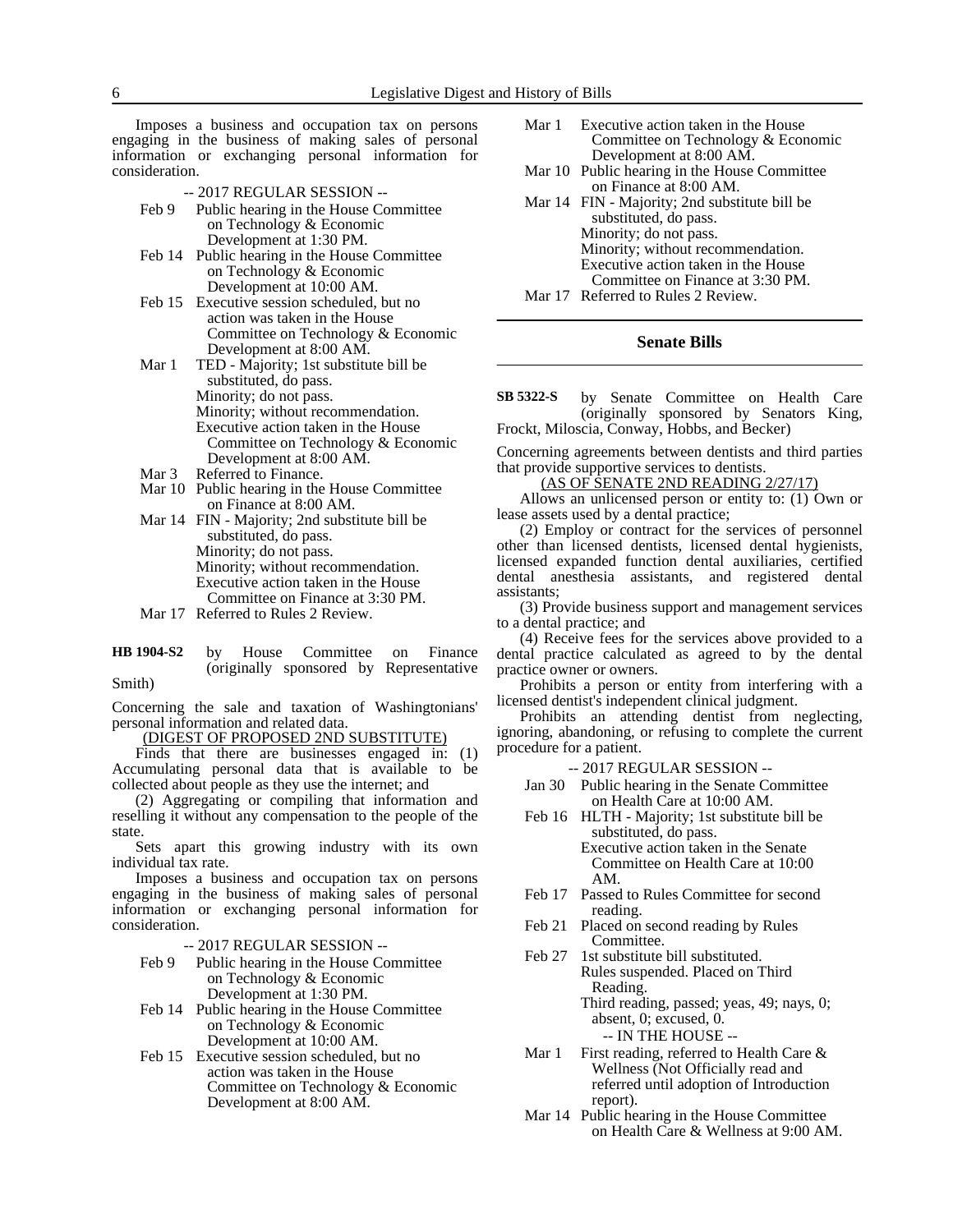Imposes a business and occupation tax on persons engaging in the business of making sales of personal information or exchanging personal information for consideration.

-- 2017 REGULAR SESSION --

Feb 9 Public hearing in the House Committee on Technology & Economic Development at 1:30 PM.

Feb 14 Public hearing in the House Committee on Technology & Economic Development at 10:00 AM.

Feb 15 Executive session scheduled, but no action was taken in the House Committee on Technology & Economic Development at 8:00 AM.

Mar 1 TED - Majority; 1st substitute bill be substituted, do pass.
Minority; do not pass.
Minority; without recommendation.
Executive action taken in the House Committee on Technology & Economic Development at 8:00 AM.

Mar 3 Referred to Finance.

Mar 10 Public hearing in the House Committee on Finance at 8:00 AM.

Mar 14 FIN - Majority; 2nd substitute bill be substituted, do pass.
Minority; do not pass.
Minority; without recommendation.
Executive action taken in the House Committee on Finance at 3:30 PM.

Mar 17 Referred to Rules 2 Review.

**HB 1904-S2** by House Committee on Finance (originally sponsored by Representative Smith)

Concerning the sale and taxation of Washingtonians' personal information and related data.

(DIGEST OF PROPOSED 2ND SUBSTITUTE)

Finds that there are businesses engaged in: (1) Accumulating personal data that is available to be collected about people as they use the internet; and

(2) Aggregating or compiling that information and reselling it without any compensation to the people of the state.

Sets apart this growing industry with its own individual tax rate.

Imposes a business and occupation tax on persons engaging in the business of making sales of personal information or exchanging personal information for consideration.

-- 2017 REGULAR SESSION --

Feb 9 Public hearing in the House Committee on Technology & Economic Development at 1:30 PM.

Feb 14 Public hearing in the House Committee on Technology & Economic Development at 10:00 AM.

Feb 15 Executive session scheduled, but no action was taken in the House Committee on Technology & Economic Development at 8:00 AM.

Mar 1 Executive action taken in the House Committee on Technology & Economic Development at 8:00 AM.

Mar 10 Public hearing in the House Committee on Finance at 8:00 AM.

Mar 14 FIN - Majority; 2nd substitute bill be substituted, do pass.
Minority; do not pass.
Minority; without recommendation.
Executive action taken in the House Committee on Finance at 3:30 PM.

Mar 17 Referred to Rules 2 Review.

## Senate Bills

**SB 5322-S** by Senate Committee on Health Care (originally sponsored by Senators King, Frockt, Miloscia, Conway, Hobbs, and Becker)

Concerning agreements between dentists and third parties that provide supportive services to dentists.

(AS OF SENATE 2ND READING 2/27/17)

Allows an unlicensed person or entity to: (1) Own or lease assets used by a dental practice;

(2) Employ or contract for the services of personnel other than licensed dentists, licensed dental hygienists, licensed expanded function dental auxiliaries, certified dental anesthesia assistants, and registered dental assistants;

(3) Provide business support and management services to a dental practice; and

(4) Receive fees for the services above provided to a dental practice calculated as agreed to by the dental practice owner or owners.

Prohibits a person or entity from interfering with a licensed dentist's independent clinical judgment.

Prohibits an attending dentist from neglecting, ignoring, abandoning, or refusing to complete the current procedure for a patient.

-- 2017 REGULAR SESSION --

Jan 30 Public hearing in the Senate Committee on Health Care at 10:00 AM.

Feb 16 HLTH - Majority; 1st substitute bill be substituted, do pass.
Executive action taken in the Senate Committee on Health Care at 10:00 AM.

Feb 17 Passed to Rules Committee for second reading.

Feb 21 Placed on second reading by Rules Committee.

Feb 27 1st substitute bill substituted.
Rules suspended. Placed on Third Reading.
Third reading, passed; yeas, 49; nays, 0; absent, 0; excused, 0.

-- IN THE HOUSE --

Mar 1 First reading, referred to Health Care & Wellness (Not Officially read and referred until adoption of Introduction report).

Mar 14 Public hearing in the House Committee on Health Care & Wellness at 9:00 AM.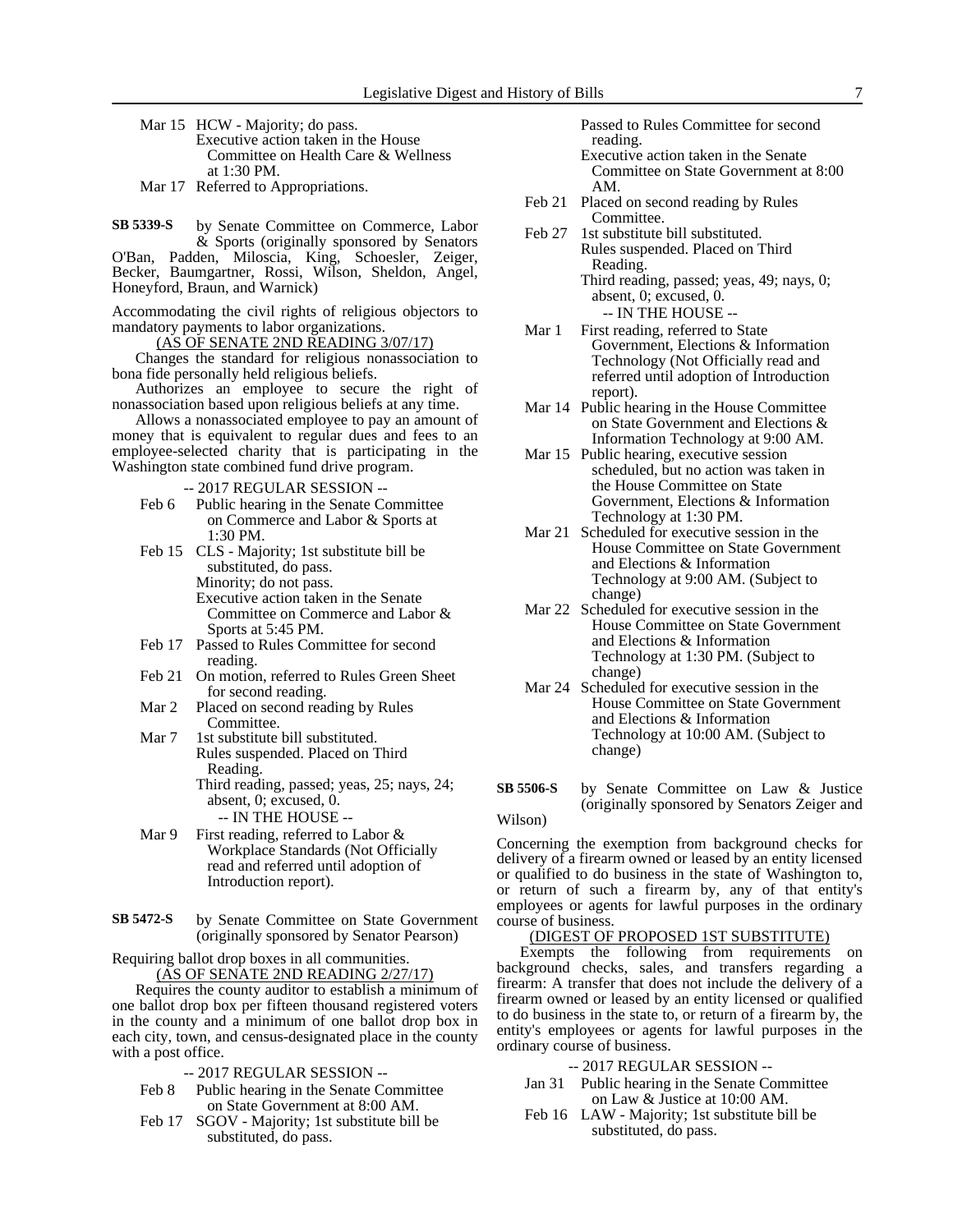Mar 15 HCW - Majority; do pass.
Executive action taken in the House Committee on Health Care & Wellness at 1:30 PM.

Mar 17 Referred to Appropriations.

**SB 5339-S** by Senate Committee on Commerce, Labor & Sports (originally sponsored by Senators O'Ban, Padden, Miloscia, King, Schoesler, Zeiger, Becker, Baumgartner, Rossi, Wilson, Sheldon, Angel, Honeyford, Braun, and Warnick)

Accommodating the civil rights of religious objectors to mandatory payments to labor organizations.

(AS OF SENATE 2ND READING 3/07/17)

Changes the standard for religious nonassociation to bona fide personally held religious beliefs.

Authorizes an employee to secure the right of nonassociation based upon religious beliefs at any time.

Allows a nonassociated employee to pay an amount of money that is equivalent to regular dues and fees to an employee-selected charity that is participating in the Washington state combined fund drive program.

-- 2017 REGULAR SESSION --

Feb 6 Public hearing in the Senate Committee on Commerce and Labor & Sports at 1:30 PM.

Feb 15 CLS - Majority; 1st substitute bill be substituted, do pass.
Minority; do not pass.
Executive action taken in the Senate Committee on Commerce and Labor & Sports at 5:45 PM.

Feb 17 Passed to Rules Committee for second reading.

Feb 21 On motion, referred to Rules Green Sheet for second reading.

Mar 2 Placed on second reading by Rules Committee.

Mar 7 1st substitute bill substituted.
Rules suspended. Placed on Third Reading.
Third reading, passed; yeas, 25; nays, 24; absent, 0; excused, 0.

-- IN THE HOUSE --

Mar 9 First reading, referred to Labor & Workplace Standards (Not Officially read and referred until adoption of Introduction report).

**SB 5472-S** by Senate Committee on State Government (originally sponsored by Senator Pearson)

Requiring ballot drop boxes in all communities.

(AS OF SENATE 2ND READING 2/27/17)

Requires the county auditor to establish a minimum of one ballot drop box per fifteen thousand registered voters in the county and a minimum of one ballot drop box in each city, town, and census-designated place in the county with a post office.

-- 2017 REGULAR SESSION --

Feb 8 Public hearing in the Senate Committee on State Government at 8:00 AM.

Feb 17 SGOV - Majority; 1st substitute bill be substituted, do pass.
Passed to Rules Committee for second reading.
Executive action taken in the Senate Committee on State Government at 8:00 AM.

Feb 21 Placed on second reading by Rules Committee.

Feb 27 1st substitute bill substituted.
Rules suspended. Placed on Third Reading.
Third reading, passed; yeas, 49; nays, 0; absent, 0; excused, 0.

-- IN THE HOUSE --

Mar 1 First reading, referred to State Government, Elections & Information Technology (Not Officially read and referred until adoption of Introduction report).

Mar 14 Public hearing in the House Committee on State Government and Elections & Information Technology at 9:00 AM.

Mar 15 Public hearing, executive session scheduled, but no action was taken in the House Committee on State Government, Elections & Information Technology at 1:30 PM.

Mar 21 Scheduled for executive session in the House Committee on State Government and Elections & Information Technology at 9:00 AM. (Subject to change)

Mar 22 Scheduled for executive session in the House Committee on State Government and Elections & Information Technology at 1:30 PM. (Subject to change)

Mar 24 Scheduled for executive session in the House Committee on State Government and Elections & Information Technology at 10:00 AM. (Subject to change)

**SB 5506-S** by Senate Committee on Law & Justice (originally sponsored by Senators Zeiger and Wilson)

Concerning the exemption from background checks for delivery of a firearm owned or leased by an entity licensed or qualified to do business in the state of Washington to, or return of such a firearm by, any of that entity's employees or agents for lawful purposes in the ordinary course of business.

(DIGEST OF PROPOSED 1ST SUBSTITUTE)

Exempts the following from requirements on background checks, sales, and transfers regarding a firearm: A transfer that does not include the delivery of a firearm owned or leased by an entity licensed or qualified to do business in the state to, or return of a firearm by, the entity's employees or agents for lawful purposes in the ordinary course of business.

-- 2017 REGULAR SESSION --

Jan 31 Public hearing in the Senate Committee on Law & Justice at 10:00 AM.

Feb 16 LAW - Majority; 1st substitute bill be substituted, do pass.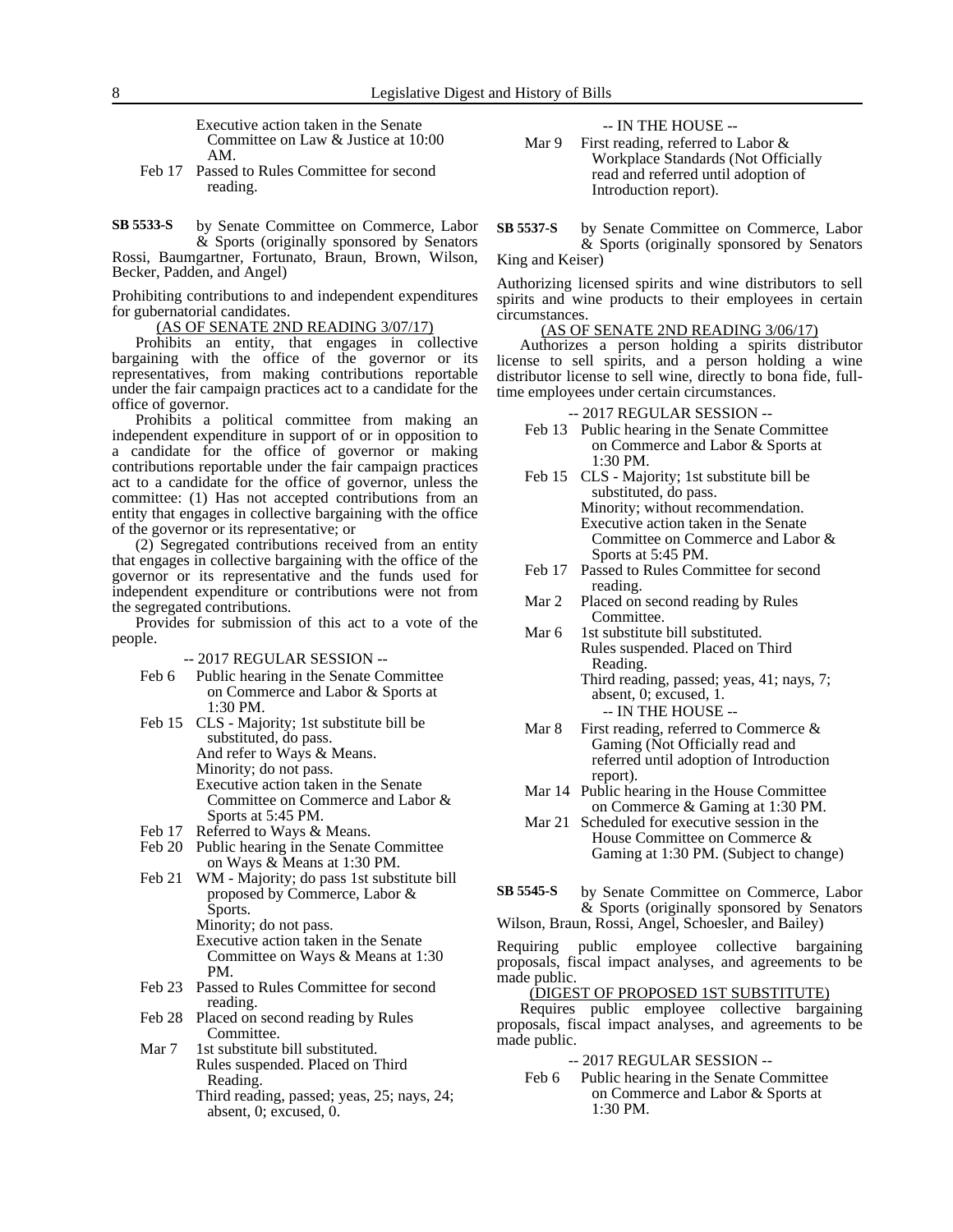Executive action taken in the Senate Committee on Law & Justice at 10:00 AM.

Feb 17 Passed to Rules Committee for second reading.

**SB 5533-S** by Senate Committee on Commerce, Labor & Sports (originally sponsored by Senators Rossi, Baumgartner, Fortunato, Braun, Brown, Wilson, Becker, Padden, and Angel)

Prohibiting contributions to and independent expenditures for gubernatorial candidates.

(AS OF SENATE 2ND READING 3/07/17)

Prohibits an entity, that engages in collective bargaining with the office of the governor or its representatives, from making contributions reportable under the fair campaign practices act to a candidate for the office of governor.

Prohibits a political committee from making an independent expenditure in support of or in opposition to a candidate for the office of governor or making contributions reportable under the fair campaign practices act to a candidate for the office of governor, unless the committee: (1) Has not accepted contributions from an entity that engages in collective bargaining with the office of the governor or its representative; or

(2) Segregated contributions received from an entity that engages in collective bargaining with the office of the governor or its representative and the funds used for independent expenditure or contributions were not from the segregated contributions.

Provides for submission of this act to a vote of the people.

-- 2017 REGULAR SESSION --

Feb 6 Public hearing in the Senate Committee on Commerce and Labor & Sports at 1:30 PM.

Feb 15 CLS - Majority; 1st substitute bill be substituted, do pass.
And refer to Ways & Means.
Minority; do not pass.
Executive action taken in the Senate Committee on Commerce and Labor & Sports at 5:45 PM.

Feb 17 Referred to Ways & Means.

Feb 20 Public hearing in the Senate Committee on Ways & Means at 1:30 PM.

Feb 21 WM - Majority; do pass 1st substitute bill proposed by Commerce, Labor & Sports.
Minority; do not pass.
Executive action taken in the Senate Committee on Ways & Means at 1:30 PM.

Feb 23 Passed to Rules Committee for second reading.

Feb 28 Placed on second reading by Rules Committee.

Mar 7 1st substitute bill substituted.
Rules suspended. Placed on Third Reading.
Third reading, passed; yeas, 25; nays, 24; absent, 0; excused, 0.

-- IN THE HOUSE --

Mar 9 First reading, referred to Labor & Workplace Standards (Not Officially read and referred until adoption of Introduction report).

**SB 5537-S** by Senate Committee on Commerce, Labor & Sports (originally sponsored by Senators King and Keiser)

Authorizing licensed spirits and wine distributors to sell spirits and wine products to their employees in certain circumstances.

(AS OF SENATE 2ND READING 3/06/17)

Authorizes a person holding a spirits distributor license to sell spirits, and a person holding a wine distributor license to sell wine, directly to bona fide, full-time employees under certain circumstances.

-- 2017 REGULAR SESSION --

Feb 13 Public hearing in the Senate Committee on Commerce and Labor & Sports at 1:30 PM.

Feb 15 CLS - Majority; 1st substitute bill be substituted, do pass.
Minority; without recommendation.
Executive action taken in the Senate Committee on Commerce and Labor & Sports at 5:45 PM.

Feb 17 Passed to Rules Committee for second reading.

Mar 2 Placed on second reading by Rules Committee.

Mar 6 1st substitute bill substituted.
Rules suspended. Placed on Third Reading.
Third reading, passed; yeas, 41; nays, 7; absent, 0; excused, 1.

-- IN THE HOUSE --

Mar 8 First reading, referred to Commerce & Gaming (Not Officially read and referred until adoption of Introduction report).

Mar 14 Public hearing in the House Committee on Commerce & Gaming at 1:30 PM.

Mar 21 Scheduled for executive session in the House Committee on Commerce & Gaming at 1:30 PM. (Subject to change)

**SB 5545-S** by Senate Committee on Commerce, Labor & Sports (originally sponsored by Senators Wilson, Braun, Rossi, Angel, Schoesler, and Bailey)

Requiring public employee collective bargaining proposals, fiscal impact analyses, and agreements to be made public.

(DIGEST OF PROPOSED 1ST SUBSTITUTE)

Requires public employee collective bargaining proposals, fiscal impact analyses, and agreements to be made public.

-- 2017 REGULAR SESSION --

Feb 6 Public hearing in the Senate Committee on Commerce and Labor & Sports at 1:30 PM.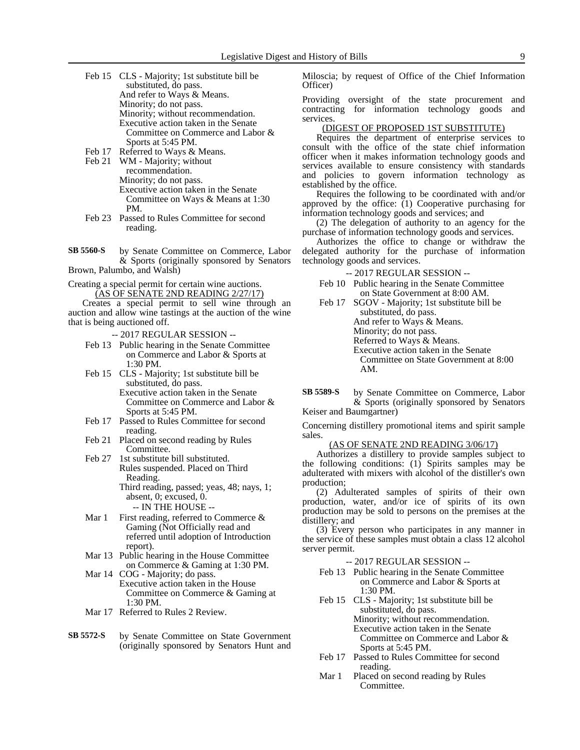Feb 15 CLS - Majority; 1st substitute bill be substituted, do pass.
And refer to Ways & Means.
Minority; do not pass.
Minority; without recommendation.
Executive action taken in the Senate Committee on Commerce and Labor & Sports at 5:45 PM.

Feb 17 Referred to Ways & Means.

Feb 21 WM - Majority; without recommendation.
Minority; do not pass.
Executive action taken in the Senate Committee on Ways & Means at 1:30 PM.

Feb 23 Passed to Rules Committee for second reading.

**SB 5560-S** by Senate Committee on Commerce, Labor & Sports (originally sponsored by Senators Brown, Palumbo, and Walsh)

Creating a special permit for certain wine auctions.

(AS OF SENATE 2ND READING 2/27/17)

Creates a special permit to sell wine through an auction and allow wine tastings at the auction of the wine that is being auctioned off.

-- 2017 REGULAR SESSION --

Feb 13 Public hearing in the Senate Committee on Commerce and Labor & Sports at 1:30 PM.

Feb 15 CLS - Majority; 1st substitute bill be substituted, do pass.
Executive action taken in the Senate Committee on Commerce and Labor & Sports at 5:45 PM.

Feb 17 Passed to Rules Committee for second reading.

Feb 21 Placed on second reading by Rules Committee.

Feb 27 1st substitute bill substituted.
Rules suspended. Placed on Third Reading.
Third reading, passed; yeas, 48; nays, 1; absent, 0; excused, 0.

-- IN THE HOUSE --

Mar 1 First reading, referred to Commerce & Gaming (Not Officially read and referred until adoption of Introduction report).

Mar 13 Public hearing in the House Committee on Commerce & Gaming at 1:30 PM.

Mar 14 COG - Majority; do pass.
Executive action taken in the House Committee on Commerce & Gaming at 1:30 PM.

Mar 17 Referred to Rules 2 Review.

**SB 5572-S** by Senate Committee on State Government (originally sponsored by Senators Hunt and Miloscia; by request of Office of the Chief Information Officer)

Providing oversight of the state procurement and contracting for information technology goods and services.

(DIGEST OF PROPOSED 1ST SUBSTITUTE)

Requires the department of enterprise services to consult with the office of the state chief information officer when it makes information technology goods and services available to ensure consistency with standards and policies to govern information technology as established by the office.

Requires the following to be coordinated with and/or approved by the office: (1) Cooperative purchasing for information technology goods and services; and

(2) The delegation of authority to an agency for the purchase of information technology goods and services.

Authorizes the office to change or withdraw the delegated authority for the purchase of information technology goods and services.

-- 2017 REGULAR SESSION --

Feb 10 Public hearing in the Senate Committee on State Government at 8:00 AM.

Feb 17 SGOV - Majority; 1st substitute bill be substituted, do pass.
And refer to Ways & Means.
Minority; do not pass.
Referred to Ways & Means.
Executive action taken in the Senate Committee on State Government at 8:00 AM.

**SB 5589-S** by Senate Committee on Commerce, Labor & Sports (originally sponsored by Senators Keiser and Baumgartner)

Concerning distillery promotional items and spirit sample sales.

(AS OF SENATE 2ND READING 3/06/17)

Authorizes a distillery to provide samples subject to the following conditions: (1) Spirits samples may be adulterated with mixers with alcohol of the distiller's own production;

(2) Adulterated samples of spirits of their own production, water, and/or ice of spirits of its own production may be sold to persons on the premises at the distillery; and

(3) Every person who participates in any manner in the service of these samples must obtain a class 12 alcohol server permit.

-- 2017 REGULAR SESSION --

Feb 13 Public hearing in the Senate Committee on Commerce and Labor & Sports at 1:30 PM.

Feb 15 CLS - Majority; 1st substitute bill be substituted, do pass.
Minority; without recommendation.
Executive action taken in the Senate Committee on Commerce and Labor & Sports at 5:45 PM.

Feb 17 Passed to Rules Committee for second reading.

Mar 1 Placed on second reading by Rules Committee.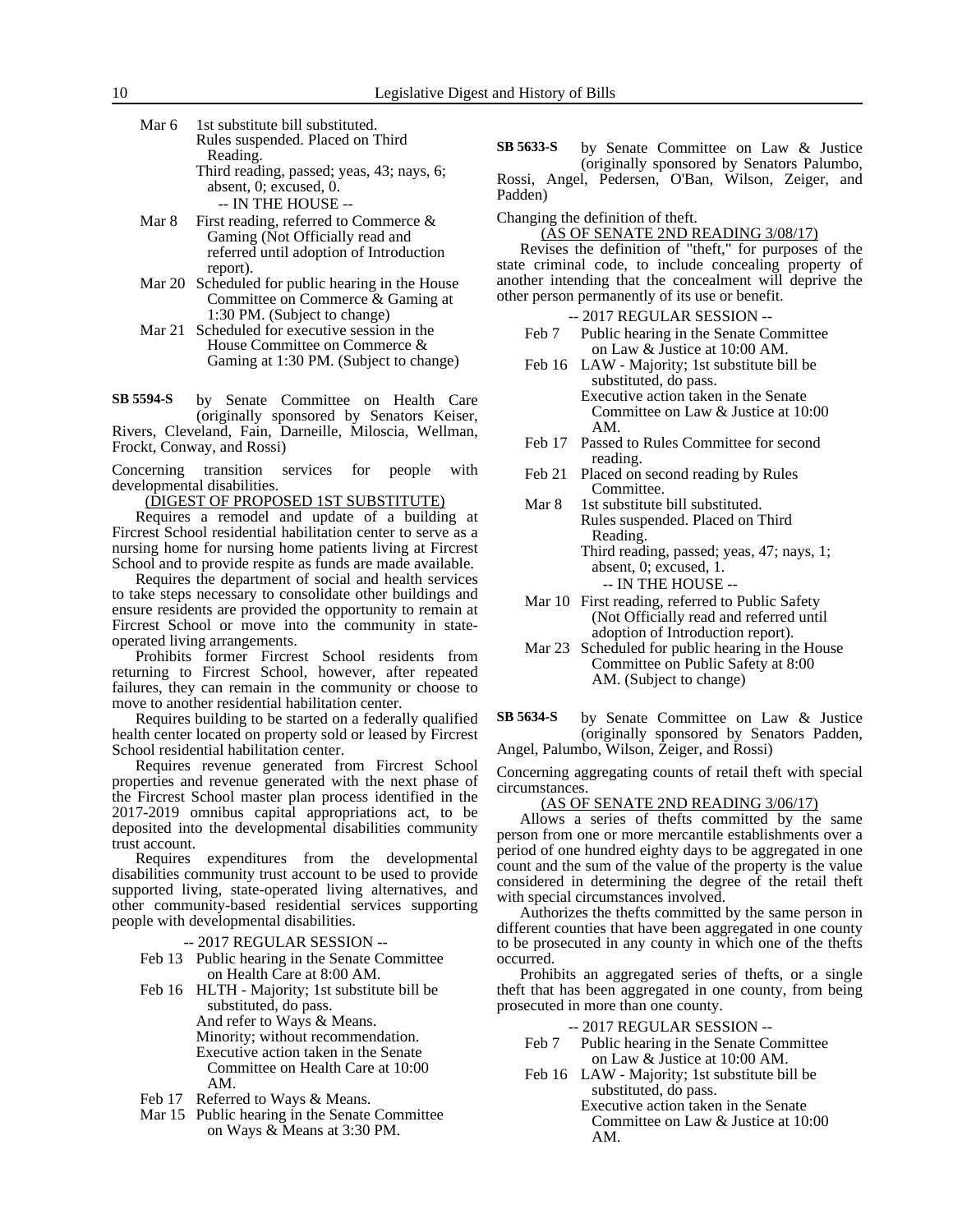Mar 6 1st substitute bill substituted.
Rules suspended. Placed on Third Reading.
Third reading, passed; yeas, 43; nays, 6; absent, 0; excused, 0.

-- IN THE HOUSE --

Mar 8 First reading, referred to Commerce & Gaming (Not Officially read and referred until adoption of Introduction report).

Mar 20 Scheduled for public hearing in the House Committee on Commerce & Gaming at 1:30 PM. (Subject to change)

Mar 21 Scheduled for executive session in the House Committee on Commerce & Gaming at 1:30 PM. (Subject to change)

**SB 5594-S** by Senate Committee on Health Care (originally sponsored by Senators Keiser, Rivers, Cleveland, Fain, Darneille, Miloscia, Wellman, Frockt, Conway, and Rossi)

Concerning transition services for people with developmental disabilities.

(DIGEST OF PROPOSED 1ST SUBSTITUTE)

Requires a remodel and update of a building at Fircrest School residential habilitation center to serve as a nursing home for nursing home patients living at Fircrest School and to provide respite as funds are made available.

Requires the department of social and health services to take steps necessary to consolidate other buildings and ensure residents are provided the opportunity to remain at Fircrest School or move into the community in state-operated living arrangements.

Prohibits former Fircrest School residents from returning to Fircrest School, however, after repeated failures, they can remain in the community or choose to move to another residential habilitation center.

Requires building to be started on a federally qualified health center located on property sold or leased by Fircrest School residential habilitation center.

Requires revenue generated from Fircrest School properties and revenue generated with the next phase of the Fircrest School master plan process identified in the 2017-2019 omnibus capital appropriations act, to be deposited into the developmental disabilities community trust account.

Requires expenditures from the developmental disabilities community trust account to be used to provide supported living, state-operated living alternatives, and other community-based residential services supporting people with developmental disabilities.

-- 2017 REGULAR SESSION --

Feb 13 Public hearing in the Senate Committee on Health Care at 8:00 AM.

Feb 16 HLTH - Majority; 1st substitute bill be substituted, do pass.
And refer to Ways & Means.
Minority; without recommendation.
Executive action taken in the Senate Committee on Health Care at 10:00 AM.

Feb 17 Referred to Ways & Means.

Mar 15 Public hearing in the Senate Committee on Ways & Means at 3:30 PM.

**SB 5633-S** by Senate Committee on Law & Justice (originally sponsored by Senators Palumbo, Rossi, Angel, Pedersen, O'Ban, Wilson, Zeiger, and Padden)

Changing the definition of theft.

(AS OF SENATE 2ND READING 3/08/17)

Revises the definition of "theft," for purposes of the state criminal code, to include concealing property of another intending that the concealment will deprive the other person permanently of its use or benefit.

-- 2017 REGULAR SESSION --

Feb 7 Public hearing in the Senate Committee on Law & Justice at 10:00 AM.

Feb 16 LAW - Majority; 1st substitute bill be substituted, do pass.
Executive action taken in the Senate Committee on Law & Justice at 10:00 AM.

Feb 17 Passed to Rules Committee for second reading.

Feb 21 Placed on second reading by Rules Committee.

Mar 8 1st substitute bill substituted.
Rules suspended. Placed on Third Reading.
Third reading, passed; yeas, 47; nays, 1; absent, 0; excused, 1.

-- IN THE HOUSE --

Mar 10 First reading, referred to Public Safety (Not Officially read and referred until adoption of Introduction report).

Mar 23 Scheduled for public hearing in the House Committee on Public Safety at 8:00 AM. (Subject to change)

**SB 5634-S** by Senate Committee on Law & Justice (originally sponsored by Senators Padden, Angel, Palumbo, Wilson, Zeiger, and Rossi)

Concerning aggregating counts of retail theft with special circumstances.

(AS OF SENATE 2ND READING 3/06/17)

Allows a series of thefts committed by the same person from one or more mercantile establishments over a period of one hundred eighty days to be aggregated in one count and the sum of the value of the property is the value considered in determining the degree of the retail theft with special circumstances involved.

Authorizes the thefts committed by the same person in different counties that have been aggregated in one county to be prosecuted in any county in which one of the thefts occurred.

Prohibits an aggregated series of thefts, or a single theft that has been aggregated in one county, from being prosecuted in more than one county.

-- 2017 REGULAR SESSION --

Feb 7 Public hearing in the Senate Committee on Law & Justice at 10:00 AM.

Feb 16 LAW - Majority; 1st substitute bill be substituted, do pass.
Executive action taken in the Senate Committee on Law & Justice at 10:00 AM.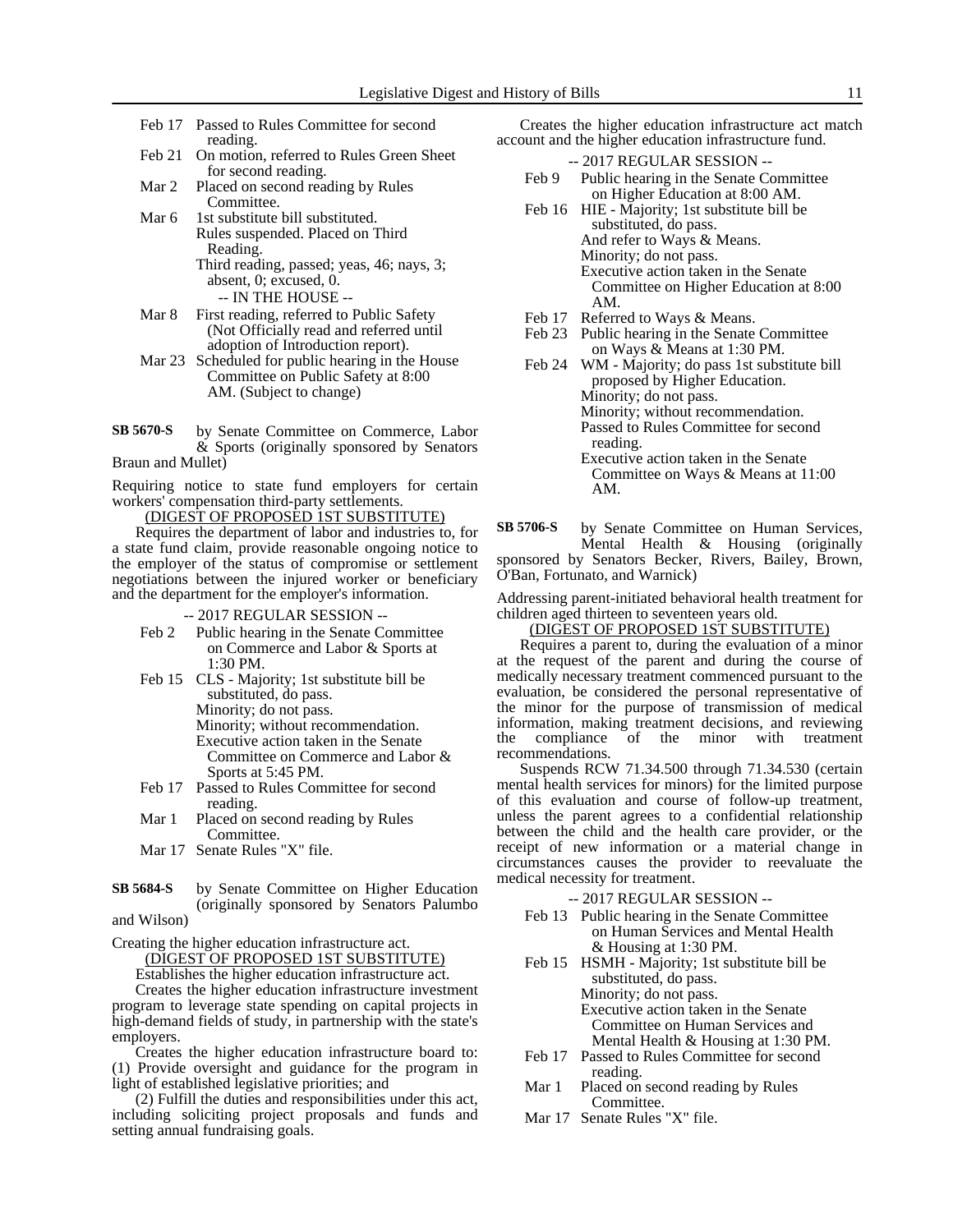Feb 17 Passed to Rules Committee for second reading.

Feb 21 On motion, referred to Rules Green Sheet for second reading.

Mar 2 Placed on second reading by Rules Committee.

Mar 6 1st substitute bill substituted.
Rules suspended. Placed on Third Reading.
Third reading, passed; yeas, 46; nays, 3; absent, 0; excused, 0.

-- IN THE HOUSE --

Mar 8 First reading, referred to Public Safety (Not Officially read and referred until adoption of Introduction report).

Mar 23 Scheduled for public hearing in the House Committee on Public Safety at 8:00 AM. (Subject to change)

**SB 5670-S** by Senate Committee on Commerce, Labor & Sports (originally sponsored by Senators Braun and Mullet)

Requiring notice to state fund employers for certain workers' compensation third-party settlements.

(DIGEST OF PROPOSED 1ST SUBSTITUTE)

Requires the department of labor and industries to, for a state fund claim, provide reasonable ongoing notice to the employer of the status of compromise or settlement negotiations between the injured worker or beneficiary and the department for the employer's information.

-- 2017 REGULAR SESSION --

Feb 2 Public hearing in the Senate Committee on Commerce and Labor & Sports at 1:30 PM.

Feb 15 CLS - Majority; 1st substitute bill be substituted, do pass.
Minority; do not pass.
Minority; without recommendation.
Executive action taken in the Senate Committee on Commerce and Labor & Sports at 5:45 PM.

Feb 17 Passed to Rules Committee for second reading.

Mar 1 Placed on second reading by Rules Committee.

Mar 17 Senate Rules "X" file.

**SB 5684-S** by Senate Committee on Higher Education (originally sponsored by Senators Palumbo and Wilson)

Creating the higher education infrastructure act.

(DIGEST OF PROPOSED 1ST SUBSTITUTE)

Establishes the higher education infrastructure act.

Creates the higher education infrastructure investment program to leverage state spending on capital projects in high-demand fields of study, in partnership with the state's employers.

Creates the higher education infrastructure board to: (1) Provide oversight and guidance for the program in light of established legislative priorities; and

(2) Fulfill the duties and responsibilities under this act, including soliciting project proposals and funds and setting annual fundraising goals.

Creates the higher education infrastructure act match account and the higher education infrastructure fund.

-- 2017 REGULAR SESSION --

Feb 9 Public hearing in the Senate Committee on Higher Education at 8:00 AM.

Feb 16 HIE - Majority; 1st substitute bill be substituted, do pass.
And refer to Ways & Means.
Minority; do not pass.
Executive action taken in the Senate Committee on Higher Education at 8:00 AM.

Feb 17 Referred to Ways & Means.

Feb 23 Public hearing in the Senate Committee on Ways & Means at 1:30 PM.

Feb 24 WM - Majority; do pass 1st substitute bill proposed by Higher Education.
Minority; do not pass.
Minority; without recommendation.
Passed to Rules Committee for second reading.
Executive action taken in the Senate Committee on Ways & Means at 11:00 AM.

**SB 5706-S** by Senate Committee on Human Services, Mental Health & Housing (originally sponsored by Senators Becker, Rivers, Bailey, Brown, O'Ban, Fortunato, and Warnick)

Addressing parent-initiated behavioral health treatment for children aged thirteen to seventeen years old.

(DIGEST OF PROPOSED 1ST SUBSTITUTE)

Requires a parent to, during the evaluation of a minor at the request of the parent and during the course of medically necessary treatment commenced pursuant to the evaluation, be considered the personal representative of the minor for the purpose of transmission of medical information, making treatment decisions, and reviewing the compliance of the minor with treatment recommendations.

Suspends RCW 71.34.500 through 71.34.530 (certain mental health services for minors) for the limited purpose of this evaluation and course of follow-up treatment, unless the parent agrees to a confidential relationship between the child and the health care provider, or the receipt of new information or a material change in circumstances causes the provider to reevaluate the medical necessity for treatment.

-- 2017 REGULAR SESSION --

Feb 13 Public hearing in the Senate Committee on Human Services and Mental Health & Housing at 1:30 PM.

Feb 15 HSMH - Majority; 1st substitute bill be substituted, do pass.
Minority; do not pass.
Executive action taken in the Senate Committee on Human Services and Mental Health & Housing at 1:30 PM.

Feb 17 Passed to Rules Committee for second reading.

Mar 1 Placed on second reading by Rules Committee.

Mar 17 Senate Rules "X" file.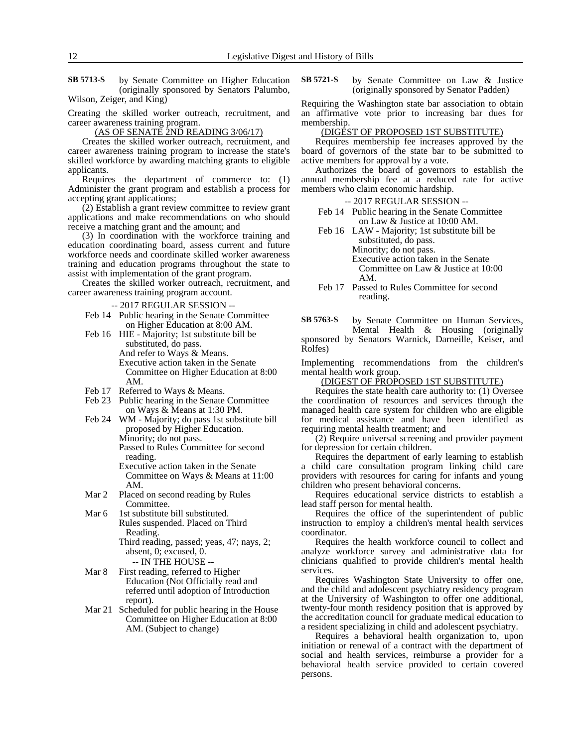**SB 5713-S** by Senate Committee on Higher Education (originally sponsored by Senators Palumbo, Wilson, Zeiger, and King)

Creating the skilled worker outreach, recruitment, and career awareness training program.

(AS OF SENATE 2ND READING 3/06/17)

Creates the skilled worker outreach, recruitment, and career awareness training program to increase the state's skilled workforce by awarding matching grants to eligible applicants.

Requires the department of commerce to: (1) Administer the grant program and establish a process for accepting grant applications;

(2) Establish a grant review committee to review grant applications and make recommendations on who should receive a matching grant and the amount; and

(3) In coordination with the workforce training and education coordinating board, assess current and future workforce needs and coordinate skilled worker awareness training and education programs throughout the state to assist with implementation of the grant program.

Creates the skilled worker outreach, recruitment, and career awareness training program account.

-- 2017 REGULAR SESSION --

- Feb 14 Public hearing in the Senate Committee on Higher Education at 8:00 AM.
- Feb 16 HIE - Majority; 1st substitute bill be substituted, do pass. And refer to Ways & Means. Executive action taken in the Senate Committee on Higher Education at 8:00 AM.
- Feb 17 Referred to Ways & Means.
- Feb 23 Public hearing in the Senate Committee on Ways & Means at 1:30 PM.
- Feb 24 WM - Majority; do pass 1st substitute bill proposed by Higher Education. Minority; do not pass. Passed to Rules Committee for second reading. Executive action taken in the Senate Committee on Ways & Means at 11:00 AM.
- Mar 2 Placed on second reading by Rules Committee.
- Mar 6 1st substitute bill substituted. Rules suspended. Placed on Third Reading. Third reading, passed; yeas, 47; nays, 2; absent, 0; excused, 0.

-- IN THE HOUSE --

- Mar 8 First reading, referred to Higher Education (Not Officially read and referred until adoption of Introduction report).
- Mar 21 Scheduled for public hearing in the House Committee on Higher Education at 8:00 AM. (Subject to change)

**SB 5721-S** by Senate Committee on Law & Justice (originally sponsored by Senator Padden)

Requiring the Washington state bar association to obtain an affirmative vote prior to increasing bar dues for membership.

(DIGEST OF PROPOSED 1ST SUBSTITUTE)

Requires membership fee increases approved by the board of governors of the state bar to be submitted to active members for approval by a vote.

Authorizes the board of governors to establish the annual membership fee at a reduced rate for active members who claim economic hardship.

-- 2017 REGULAR SESSION --

- Feb 14 Public hearing in the Senate Committee on Law & Justice at 10:00 AM.
- Feb 16 LAW - Majority; 1st substitute bill be substituted, do pass. Minority; do not pass. Executive action taken in the Senate Committee on Law & Justice at 10:00 AM.
- Feb 17 Passed to Rules Committee for second reading.

**SB 5763-S** by Senate Committee on Human Services, Mental Health & Housing (originally sponsored by Senators Warnick, Darneille, Keiser, and Rolfes)

Implementing recommendations from the children's mental health work group.

(DIGEST OF PROPOSED 1ST SUBSTITUTE)

Requires the state health care authority to: (1) Oversee the coordination of resources and services through the managed health care system for children who are eligible for medical assistance and have been identified as requiring mental health treatment; and

(2) Require universal screening and provider payment for depression for certain children.

Requires the department of early learning to establish a child care consultation program linking child care providers with resources for caring for infants and young children who present behavioral concerns.

Requires educational service districts to establish a lead staff person for mental health.

Requires the office of the superintendent of public instruction to employ a children's mental health services coordinator.

Requires the health workforce council to collect and analyze workforce survey and administrative data for clinicians qualified to provide children's mental health services.

Requires Washington State University to offer one, and the child and adolescent psychiatry residency program at the University of Washington to offer one additional, twenty-four month residency position that is approved by the accreditation council for graduate medical education to a resident specializing in child and adolescent psychiatry.

Requires a behavioral health organization to, upon initiation or renewal of a contract with the department of social and health services, reimburse a provider for a behavioral health service provided to certain covered persons.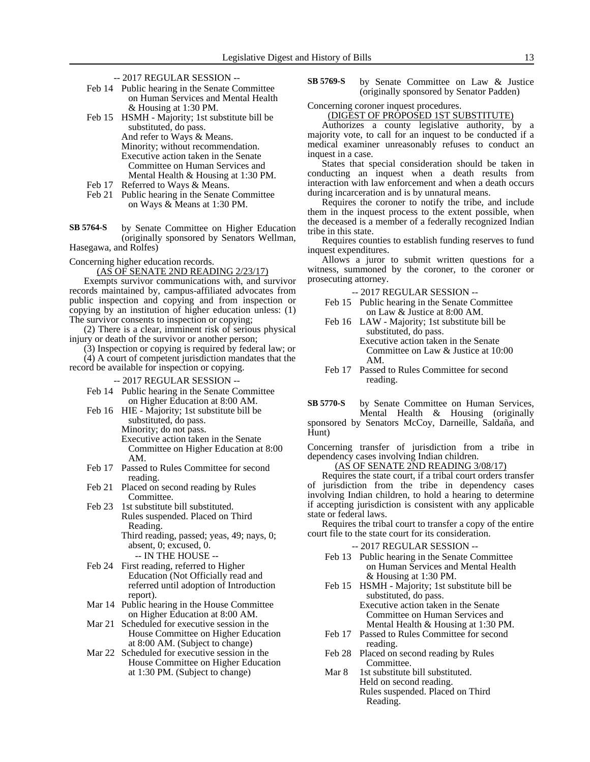-- 2017 REGULAR SESSION --

Feb 14 Public hearing in the Senate Committee on Human Services and Mental Health & Housing at 1:30 PM.

Feb 15 HSMH - Majority; 1st substitute bill be substituted, do pass.
And refer to Ways & Means.
Minority; without recommendation.
Executive action taken in the Senate Committee on Human Services and Mental Health & Housing at 1:30 PM.

Feb 17 Referred to Ways & Means.

Feb 21 Public hearing in the Senate Committee on Ways & Means at 1:30 PM.

**SB 5764-S** by Senate Committee on Higher Education (originally sponsored by Senators Wellman, Hasegawa, and Rolfes)

Concerning higher education records.

(AS OF SENATE 2ND READING 2/23/17)

Exempts survivor communications with, and survivor records maintained by, campus-affiliated advocates from public inspection and copying and from inspection or copying by an institution of higher education unless: (1) The survivor consents to inspection or copying;

(2) There is a clear, imminent risk of serious physical injury or death of the survivor or another person;

(3) Inspection or copying is required by federal law; or

(4) A court of competent jurisdiction mandates that the record be available for inspection or copying.

-- 2017 REGULAR SESSION --

Feb 14 Public hearing in the Senate Committee on Higher Education at 8:00 AM.

Feb 16 HIE - Majority; 1st substitute bill be substituted, do pass.
Minority; do not pass.
Executive action taken in the Senate Committee on Higher Education at 8:00 AM.

Feb 17 Passed to Rules Committee for second reading.

Feb 21 Placed on second reading by Rules Committee.

Feb 23 1st substitute bill substituted.
Rules suspended. Placed on Third Reading.
Third reading, passed; yeas, 49; nays, 0; absent, 0; excused, 0.

-- IN THE HOUSE --

Feb 24 First reading, referred to Higher Education (Not Officially read and referred until adoption of Introduction report).

Mar 14 Public hearing in the House Committee on Higher Education at 8:00 AM.

Mar 21 Scheduled for executive session in the House Committee on Higher Education at 8:00 AM. (Subject to change)

Mar 22 Scheduled for executive session in the House Committee on Higher Education at 1:30 PM. (Subject to change)

**SB 5769-S** by Senate Committee on Law & Justice (originally sponsored by Senator Padden)

Concerning coroner inquest procedures.

(DIGEST OF PROPOSED 1ST SUBSTITUTE)

Authorizes a county legislative authority, by a majority vote, to call for an inquest to be conducted if a medical examiner unreasonably refuses to conduct an inquest in a case.

States that special consideration should be taken in conducting an inquest when a death results from interaction with law enforcement and when a death occurs during incarceration and is by unnatural means.

Requires the coroner to notify the tribe, and include them in the inquest process to the extent possible, when the deceased is a member of a federally recognized Indian tribe in this state.

Requires counties to establish funding reserves to fund inquest expenditures.

Allows a juror to submit written questions for a witness, summoned by the coroner, to the coroner or prosecuting attorney.

-- 2017 REGULAR SESSION --

Feb 15 Public hearing in the Senate Committee on Law & Justice at 8:00 AM.

Feb 16 LAW - Majority; 1st substitute bill be substituted, do pass.
Executive action taken in the Senate Committee on Law & Justice at 10:00 AM.

Feb 17 Passed to Rules Committee for second reading.

**SB 5770-S** by Senate Committee on Human Services, Mental Health & Housing (originally sponsored by Senators McCoy, Darneille, Saldaña, and Hunt)

Concerning transfer of jurisdiction from a tribe in dependency cases involving Indian children.

(AS OF SENATE 2ND READING 3/08/17)

Requires the state court, if a tribal court orders transfer of jurisdiction from the tribe in dependency cases involving Indian children, to hold a hearing to determine if accepting jurisdiction is consistent with any applicable state or federal laws.

Requires the tribal court to transfer a copy of the entire court file to the state court for its consideration.

-- 2017 REGULAR SESSION --

Feb 13 Public hearing in the Senate Committee on Human Services and Mental Health & Housing at 1:30 PM.

Feb 15 HSMH - Majority; 1st substitute bill be substituted, do pass.
Executive action taken in the Senate Committee on Human Services and Mental Health & Housing at 1:30 PM.

Feb 17 Passed to Rules Committee for second reading.

Feb 28 Placed on second reading by Rules Committee.

Mar 8 1st substitute bill substituted.
Held on second reading.
Rules suspended. Placed on Third Reading.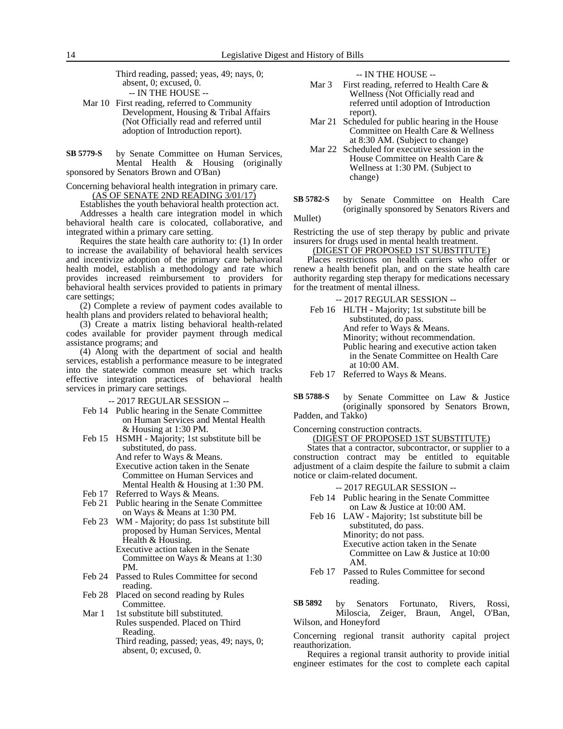Third reading, passed; yeas, 49; nays, 0; absent, 0; excused, 0.

-- IN THE HOUSE --

Mar 10 First reading, referred to Community Development, Housing & Tribal Affairs (Not Officially read and referred until adoption of Introduction report).

**SB 5779-S** by Senate Committee on Human Services, Mental Health & Housing (originally sponsored by Senators Brown and O'Ban)

Concerning behavioral health integration in primary care.

(AS OF SENATE 2ND READING 3/01/17)

Establishes the youth behavioral health protection act.

Addresses a health care integration model in which behavioral health care is colocated, collaborative, and integrated within a primary care setting.

Requires the state health care authority to: (1) In order to increase the availability of behavioral health services and incentivize adoption of the primary care behavioral health model, establish a methodology and rate which provides increased reimbursement to providers for behavioral health services provided to patients in primary care settings;

(2) Complete a review of payment codes available to health plans and providers related to behavioral health;

(3) Create a matrix listing behavioral health-related codes available for provider payment through medical assistance programs; and

(4) Along with the department of social and health services, establish a performance measure to be integrated into the statewide common measure set which tracks effective integration practices of behavioral health services in primary care settings.

-- 2017 REGULAR SESSION --

Feb 14 Public hearing in the Senate Committee on Human Services and Mental Health & Housing at 1:30 PM.

Feb 15 HSMH - Majority; 1st substitute bill be substituted, do pass.
And refer to Ways & Means.
Executive action taken in the Senate Committee on Human Services and Mental Health & Housing at 1:30 PM.

Feb 17 Referred to Ways & Means.

Feb 21 Public hearing in the Senate Committee on Ways & Means at 1:30 PM.

Feb 23 WM - Majority; do pass 1st substitute bill proposed by Human Services, Mental Health & Housing.
Executive action taken in the Senate Committee on Ways & Means at 1:30 PM.

Feb 24 Passed to Rules Committee for second reading.

Feb 28 Placed on second reading by Rules Committee.

Mar 1 1st substitute bill substituted.
Rules suspended. Placed on Third Reading.
Third reading, passed; yeas, 49; nays, 0; absent, 0; excused, 0.

-- IN THE HOUSE --

Mar 3 First reading, referred to Health Care & Wellness (Not Officially read and referred until adoption of Introduction report).

Mar 21 Scheduled for public hearing in the House Committee on Health Care & Wellness at 8:30 AM. (Subject to change)

Mar 22 Scheduled for executive session in the House Committee on Health Care & Wellness at 1:30 PM. (Subject to change)

**SB 5782-S** by Senate Committee on Health Care (originally sponsored by Senators Rivers and Mullet)

Restricting the use of step therapy by public and private insurers for drugs used in mental health treatment.

(DIGEST OF PROPOSED 1ST SUBSTITUTE)

Places restrictions on health carriers who offer or renew a health benefit plan, and on the state health care authority regarding step therapy for medications necessary for the treatment of mental illness.

-- 2017 REGULAR SESSION --

Feb 16 HLTH - Majority; 1st substitute bill be substituted, do pass.
And refer to Ways & Means.
Minority; without recommendation.
Public hearing and executive action taken in the Senate Committee on Health Care at 10:00 AM.

Feb 17 Referred to Ways & Means.

**SB 5788-S** by Senate Committee on Law & Justice (originally sponsored by Senators Brown, Padden, and Takko)

Concerning construction contracts.

(DIGEST OF PROPOSED 1ST SUBSTITUTE)

States that a contractor, subcontractor, or supplier to a construction contract may be entitled to equitable adjustment of a claim despite the failure to submit a claim notice or claim-related document.

-- 2017 REGULAR SESSION --

Feb 14 Public hearing in the Senate Committee on Law & Justice at 10:00 AM.

Feb 16 LAW - Majority; 1st substitute bill be substituted, do pass.
Minority; do not pass.
Executive action taken in the Senate Committee on Law & Justice at 10:00 AM.

Feb 17 Passed to Rules Committee for second reading.

**SB 5892** by Senators Fortunato, Rivers, Rossi, Miloscia, Zeiger, Braun, Angel, O'Ban, Wilson, and Honeyford

Concerning regional transit authority capital project reauthorization.

Requires a regional transit authority to provide initial engineer estimates for the cost to complete each capital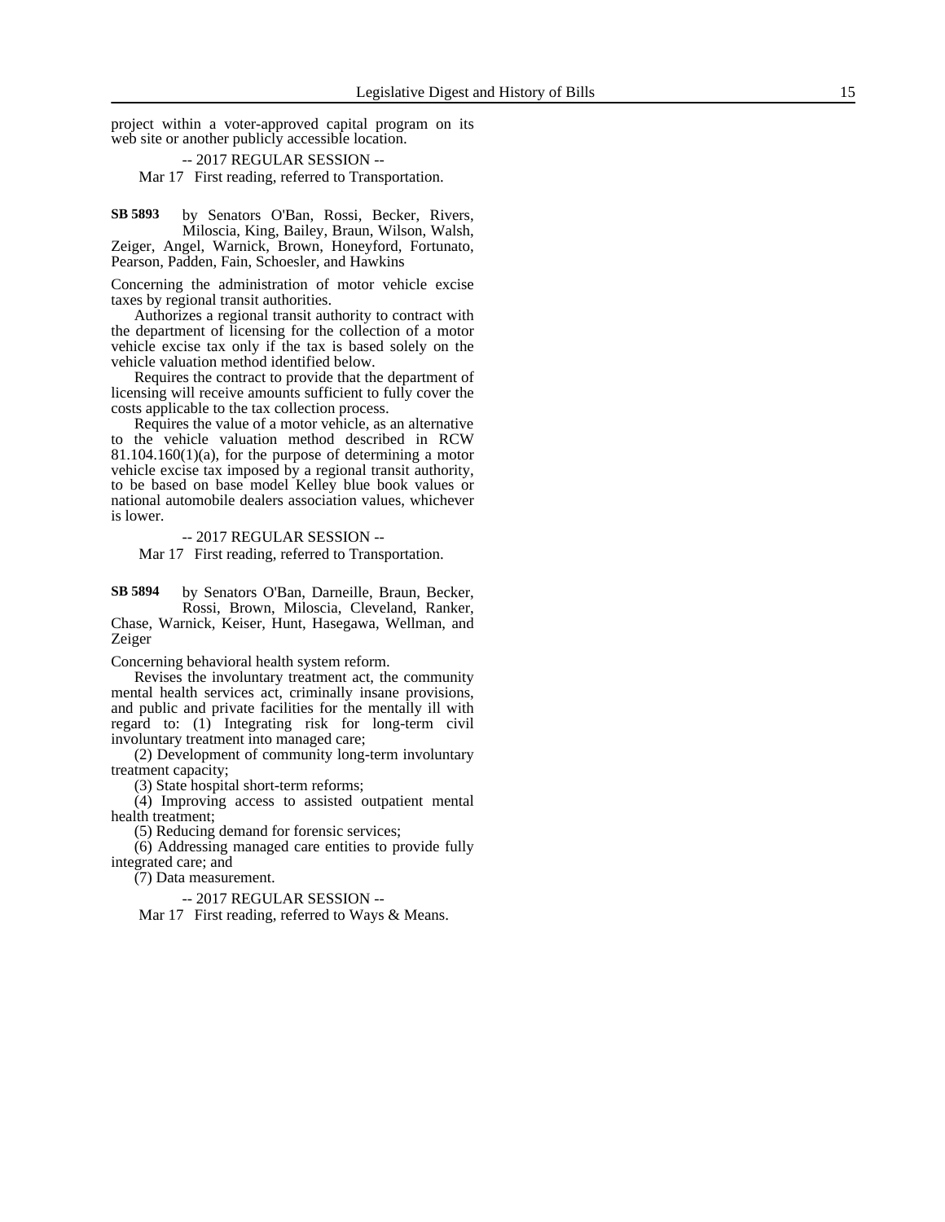project within a voter-approved capital program on its web site or another publicly accessible location.

-- 2017 REGULAR SESSION --

Mar 17 First reading, referred to Transportation.

**SB 5893** by Senators O'Ban, Rossi, Becker, Rivers, Miloscia, King, Bailey, Braun, Wilson, Walsh, Zeiger, Angel, Warnick, Brown, Honeyford, Fortunato, Pearson, Padden, Fain, Schoesler, and Hawkins

Concerning the administration of motor vehicle excise taxes by regional transit authorities.

Authorizes a regional transit authority to contract with the department of licensing for the collection of a motor vehicle excise tax only if the tax is based solely on the vehicle valuation method identified below.

Requires the contract to provide that the department of licensing will receive amounts sufficient to fully cover the costs applicable to the tax collection process.

Requires the value of a motor vehicle, as an alternative to the vehicle valuation method described in RCW 81.104.160(1)(a), for the purpose of determining a motor vehicle excise tax imposed by a regional transit authority, to be based on base model Kelley blue book values or national automobile dealers association values, whichever is lower.

-- 2017 REGULAR SESSION --

Mar 17 First reading, referred to Transportation.

**SB 5894** by Senators O'Ban, Darneille, Braun, Becker, Rossi, Brown, Miloscia, Cleveland, Ranker, Chase, Warnick, Keiser, Hunt, Hasegawa, Wellman, and Zeiger

Concerning behavioral health system reform.

Revises the involuntary treatment act, the community mental health services act, criminally insane provisions, and public and private facilities for the mentally ill with regard to: (1) Integrating risk for long-term civil involuntary treatment into managed care;

(2) Development of community long-term involuntary treatment capacity;

(3) State hospital short-term reforms;

(4) Improving access to assisted outpatient mental health treatment;

(5) Reducing demand for forensic services;

(6) Addressing managed care entities to provide fully integrated care; and

(7) Data measurement.

-- 2017 REGULAR SESSION --

Mar 17 First reading, referred to Ways & Means.